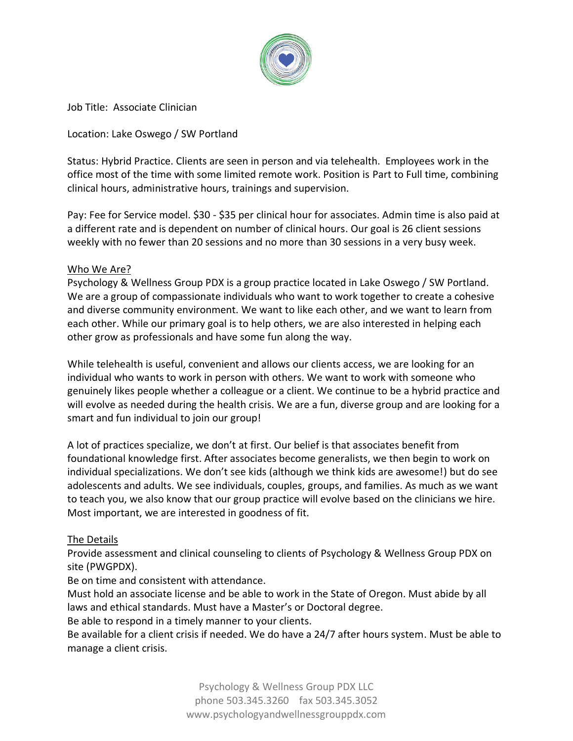Job Title: Associate Clinician

Location: Lake Oswego / SW Portland

Status: Hybrid Practice. Clients are seen in person and via telehealth. Employees work in the office most of the time with some limited remote work. Position is Part to Full time, combining clinical hours, administrative hours, trainings and supervision.

Pay: Fee for Service model. $30 - $35 per clinical hour for associates. Admin time is also paid at a different rate and is dependent on number of clinical hours. Our goal is 26 client sessions weekly with no fewer than 20 sessions and no more than 30 sessions in a very busy week.

## Who We Are?

Psychology & Wellness Group PDX is a group practice located in Lake Oswego / SW Portland. We are a group of compassionate individuals who want to work together to create a cohesive and diverse community environment. We want to like each other, and we want to learn from each other. While our primary goal is to help others, we are also interested in helping each other grow as professionals and have some fun along the way.

While telehealth is useful, convenient and allows our clients access, we are looking for an individual who wants to work in person with others. We want to work with someone who genuinely likes people whether a colleague or a client. We continue to be a hybrid practice and will evolve as needed during the health crisis. We are a fun, diverse group and are looking for a smart and fun individual to join our group!

A lot of practices specialize, we don't at first. Our belief is that associates benefit from foundational knowledge first. After associates become generalists, we then begin to work on individual specializations. We don't see kids (although we think kids are awesome!) but do see adolescents and adults. We see individuals, couples, groups, and families. As much as we want to teach you, we also know that our group practice will evolve based on the clinicians we hire. Most important, we are interested in goodness of fit.

## The Details

Provide assessment and clinical counseling to clients of Psychology & Wellness Group PDX on site (PWGPDX).

Be on time and consistent with attendance.

Must hold an associate license and be able to work in the State of Oregon. Must abide by all laws and ethical standards. Must have a Master's or Doctoral degree.

Be able to respond in a timely manner to your clients.

Be available for a client crisis if needed. We do have a 24/7 after hours system. Must be able to manage a client crisis.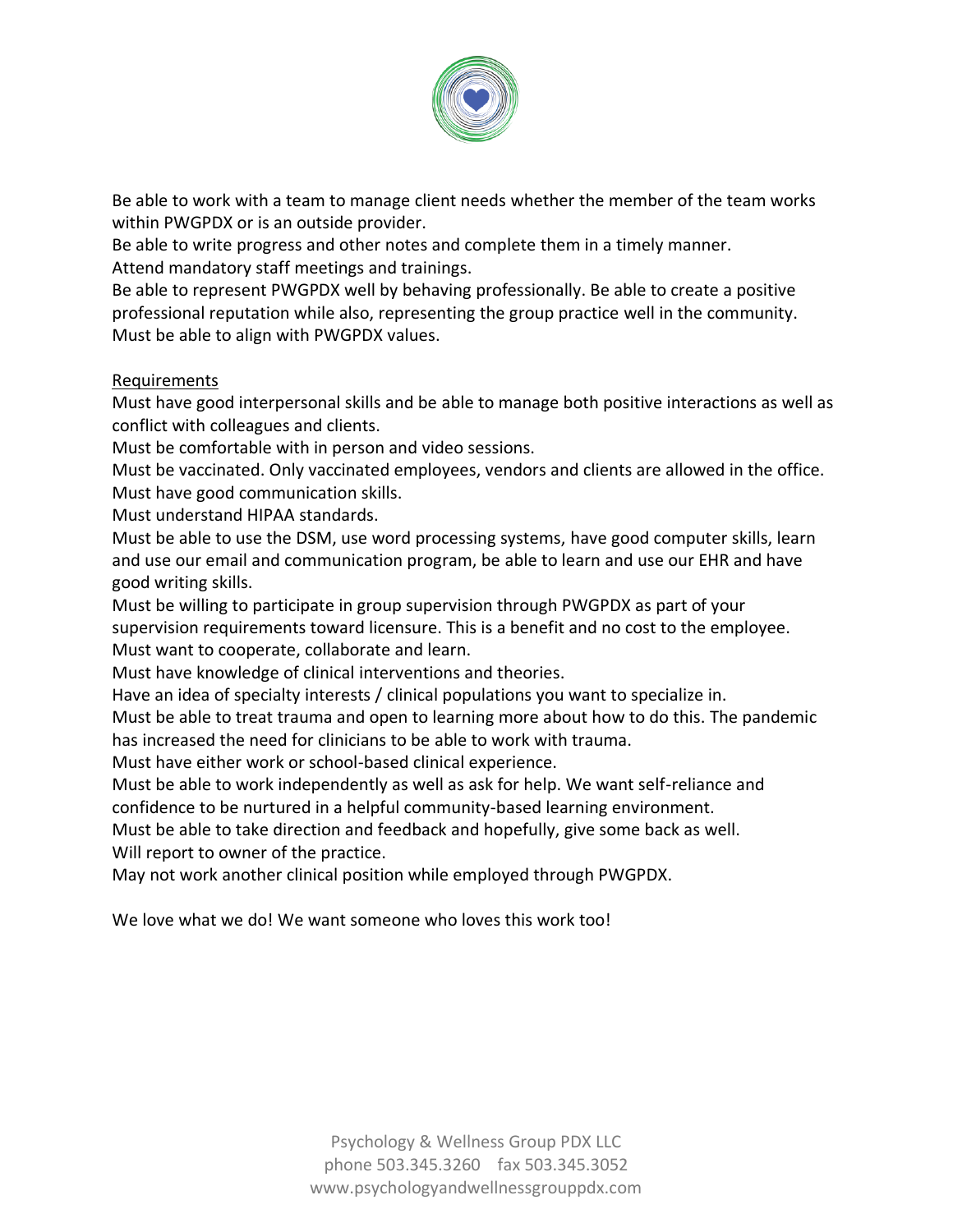Be able to work with a team to manage client needs whether the member of the team works within PWGPDX or is an outside provider.

Be able to write progress and other notes and complete them in a timely manner.

Attend mandatory staff meetings and trainings.

Be able to represent PWGPDX well by behaving professionally. Be able to create a positive professional reputation while also, representing the group practice well in the community.

Must be able to align with PWGPDX values.

Requirements

Must have good interpersonal skills and be able to manage both positive interactions as well as conflict with colleagues and clients.

Must be comfortable with in person and video sessions.

Must be vaccinated. Only vaccinated employees, vendors and clients are allowed in the office.

Must have good communication skills.

Must understand HIPAA standards.

Must be able to use the DSM, use word processing systems, have good computer skills, learn and use our email and communication program, be able to learn and use our EHR and have good writing skills.

Must be willing to participate in group supervision through PWGPDX as part of your supervision requirements toward licensure. This is a benefit and no cost to the employee.

Must want to cooperate, collaborate and learn.

Must have knowledge of clinical interventions and theories.

Have an idea of specialty interests / clinical populations you want to specialize in.

Must be able to treat trauma and open to learning more about how to do this. The pandemic has increased the need for clinicians to be able to work with trauma.

Must have either work or school-based clinical experience.

Must be able to work independently as well as ask for help. We want self-reliance and confidence to be nurtured in a helpful community-based learning environment.

Must be able to take direction and feedback and hopefully, give some back as well.

Will report to owner of the practice.

May not work another clinical position while employed through PWGPDX.

We love what we do! We want someone who loves this work too!